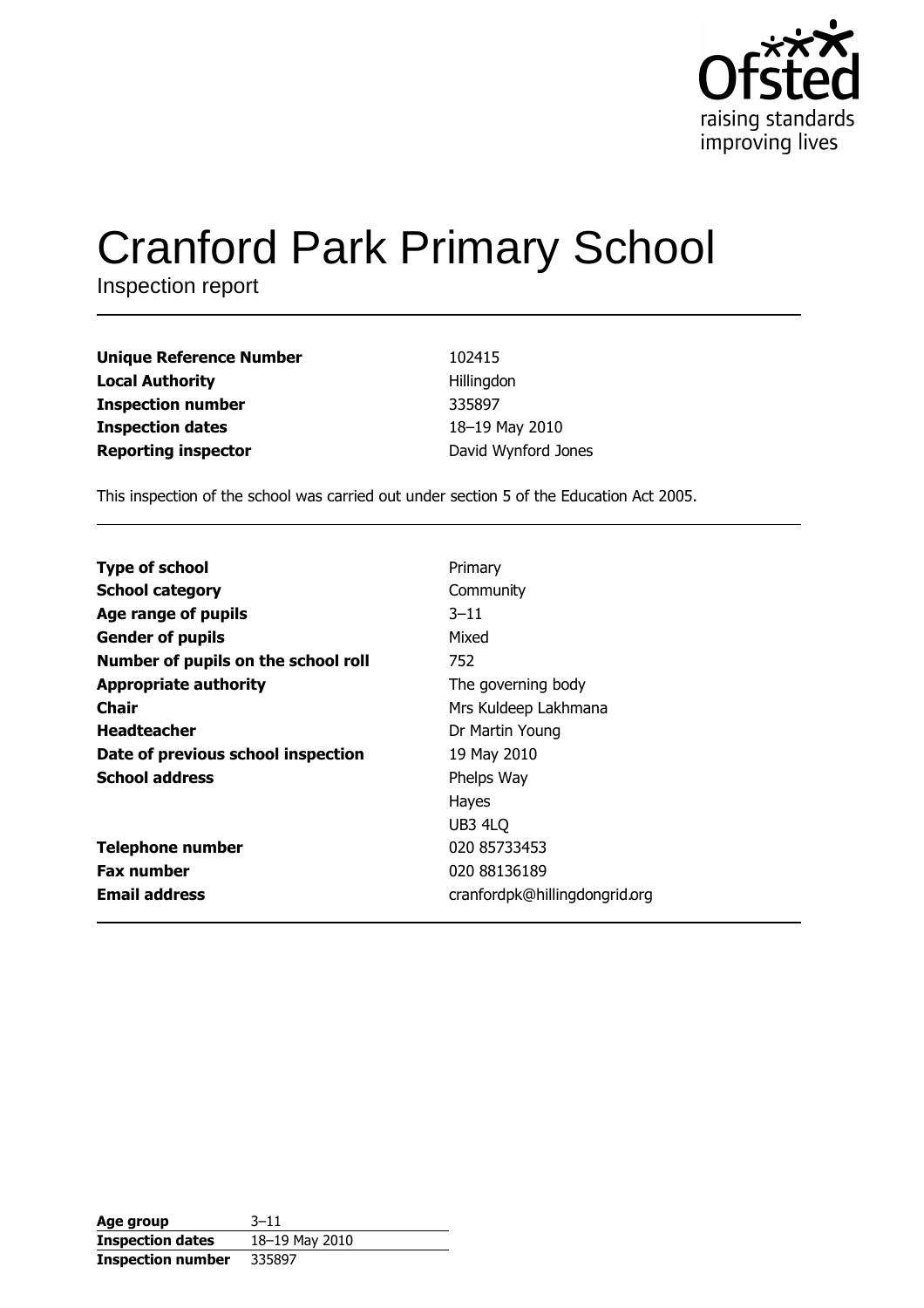Ofsted
raising standards
improving lives

# Cranford Park Primary School

Inspection report

| | |
|---|---|
| **Unique Reference Number** | 102415 |
| **Local Authority** | Hillingdon |
| **Inspection number** | 335897 |
| **Inspection dates** | 18–19 May 2010 |
| **Reporting inspector** | David Wynford Jones |

This inspection of the school was carried out under section 5 of the Education Act 2005.

| | |
|---|---|
| **Type of school** | Primary |
| **School category** | Community |
| **Age range of pupils** | 3–11 |
| **Gender of pupils** | Mixed |
| **Number of pupils on the school roll** | 752 |
| **Appropriate authority** | The governing body |
| **Chair** | Mrs Kuldeep Lakhmana |
| **Headteacher** | Dr Martin Young |
| **Date of previous school inspection** | 19 May 2010 |
| **School address** | Phelps Way<br>Hayes<br>UB3 4LQ |
| **Telephone number** | 020 85733453 |
| **Fax number** | 020 88136189 |
| **Email address** | cranfordpk@hillingdongrid.org |

| | |
|---|---|
| **Age group** | 3–11 |
| **Inspection dates** | 18–19 May 2010 |
| **Inspection number** | 335897 |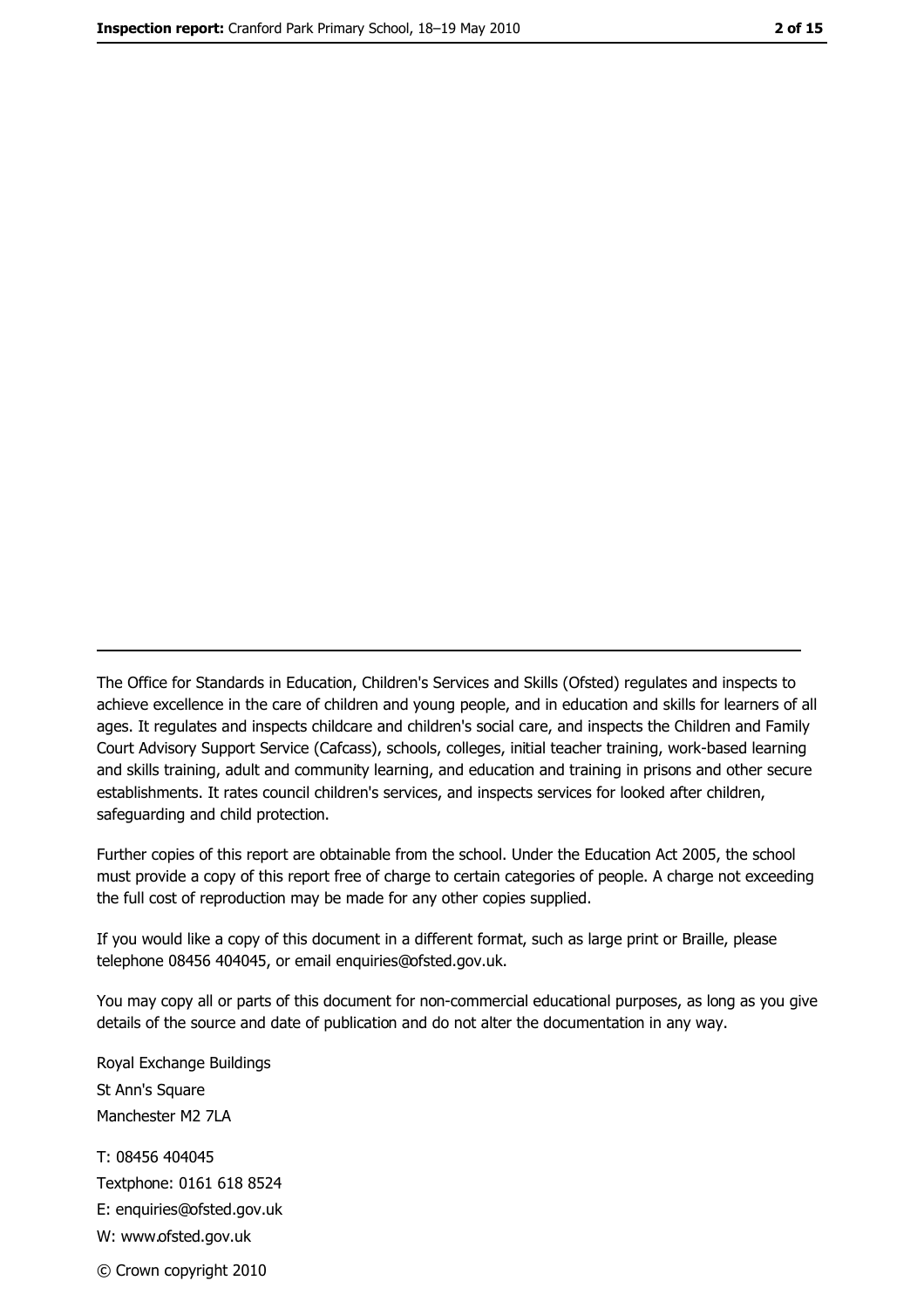The Office for Standards in Education, Children's Services and Skills (Ofsted) regulates and inspects to achieve excellence in the care of children and young people, and in education and skills for learners of all ages. It regulates and inspects childcare and children's social care, and inspects the Children and Family Court Advisory Support Service (Cafcass), schools, colleges, initial teacher training, work-based learning and skills training, adult and community learning, and education and training in prisons and other secure establishments. It rates council children's services, and inspects services for looked after children, safeguarding and child protection.

Further copies of this report are obtainable from the school. Under the Education Act 2005, the school must provide a copy of this report free of charge to certain categories of people. A charge not exceeding the full cost of reproduction may be made for any other copies supplied.

If you would like a copy of this document in a different format, such as large print or Braille, please telephone 08456 404045, or email enquiries@ofsted.gov.uk.

You may copy all or parts of this document for non-commercial educational purposes, as long as you give details of the source and date of publication and do not alter the documentation in any way.

Royal Exchange Buildings
St Ann's Square
Manchester M2 7LA

T: 08456 404045
Textphone: 0161 618 8524
E: enquiries@ofsted.gov.uk
W: www.ofsted.gov.uk

© Crown copyright 2010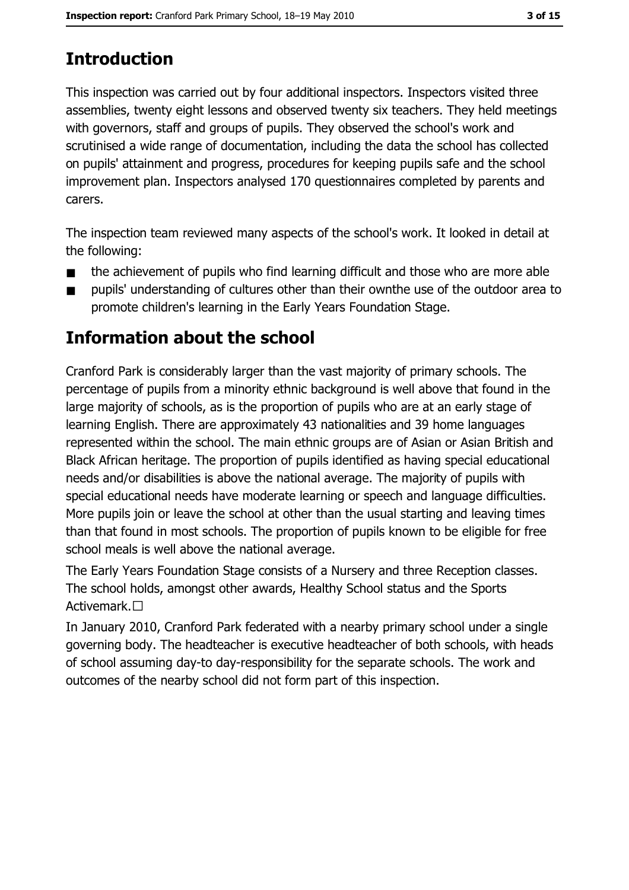## Introduction

This inspection was carried out by four additional inspectors. Inspectors visited three assemblies, twenty eight lessons and observed twenty six teachers. They held meetings with governors, staff and groups of pupils. They observed the school's work and scrutinised a wide range of documentation, including the data the school has collected on pupils' attainment and progress, procedures for keeping pupils safe and the school improvement plan. Inspectors analysed 170 questionnaires completed by parents and carers.

The inspection team reviewed many aspects of the school's work. It looked in detail at the following:

- the achievement of pupils who find learning difficult and those who are more able
- pupils' understanding of cultures other than their ownthe use of the outdoor area to promote children's learning in the Early Years Foundation Stage.

## Information about the school

Cranford Park is considerably larger than the vast majority of primary schools. The percentage of pupils from a minority ethnic background is well above that found in the large majority of schools, as is the proportion of pupils who are at an early stage of learning English. There are approximately 43 nationalities and 39 home languages represented within the school. The main ethnic groups are of Asian or Asian British and Black African heritage. The proportion of pupils identified as having special educational needs and/or disabilities is above the national average. The majority of pupils with special educational needs have moderate learning or speech and language difficulties. More pupils join or leave the school at other than the usual starting and leaving times than that found in most schools. The proportion of pupils known to be eligible for free school meals is well above the national average.

The Early Years Foundation Stage consists of a Nursery and three Reception classes. The school holds, amongst other awards, Healthy School status and the Sports Activemark.

In January 2010, Cranford Park federated with a nearby primary school under a single governing body. The headteacher is executive headteacher of both schools, with heads of school assuming day-to day-responsibility for the separate schools. The work and outcomes of the nearby school did not form part of this inspection.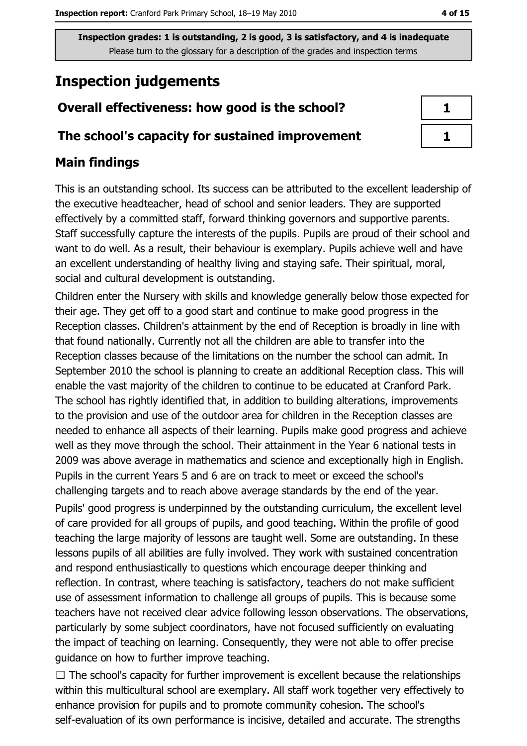**Inspection grades: 1 is outstanding, 2 is good, 3 is satisfactory, and 4 is inadequate**
Please turn to the glossary for a description of the grades and inspection terms

# Inspection judgements

| | |
|---|---|
| **Overall effectiveness: how good is the school?** | 1 |
| **The school's capacity for sustained improvement** | 1 |

## Main findings

This is an outstanding school. Its success can be attributed to the excellent leadership of the executive headteacher, head of school and senior leaders. They are supported effectively by a committed staff, forward thinking governors and supportive parents. Staff successfully capture the interests of the pupils. Pupils are proud of their school and want to do well. As a result, their behaviour is exemplary. Pupils achieve well and have an excellent understanding of healthy living and staying safe. Their spiritual, moral, social and cultural development is outstanding.

Children enter the Nursery with skills and knowledge generally below those expected for their age. They get off to a good start and continue to make good progress in the Reception classes. Children's attainment by the end of Reception is broadly in line with that found nationally. Currently not all the children are able to transfer into the Reception classes because of the limitations on the number the school can admit. In September 2010 the school is planning to create an additional Reception class. This will enable the vast majority of the children to continue to be educated at Cranford Park. The school has rightly identified that, in addition to building alterations, improvements to the provision and use of the outdoor area for children in the Reception classes are needed to enhance all aspects of their learning. Pupils make good progress and achieve well as they move through the school. Their attainment in the Year 6 national tests in 2009 was above average in mathematics and science and exceptionally high in English. Pupils in the current Years 5 and 6 are on track to meet or exceed the school's challenging targets and to reach above average standards by the end of the year.

Pupils' good progress is underpinned by the outstanding curriculum, the excellent level of care provided for all groups of pupils, and good teaching. Within the profile of good teaching the large majority of lessons are taught well. Some are outstanding. In these lessons pupils of all abilities are fully involved. They work with sustained concentration and respond enthusiastically to questions which encourage deeper thinking and reflection. In contrast, where teaching is satisfactory, teachers do not make sufficient use of assessment information to challenge all groups of pupils. This is because some teachers have not received clear advice following lesson observations. The observations, particularly by some subject coordinators, have not focused sufficiently on evaluating the impact of teaching on learning. Consequently, they were not able to offer precise guidance on how to further improve teaching.

☐ The school's capacity for further improvement is excellent because the relationships within this multicultural school are exemplary. All staff work together very effectively to enhance provision for pupils and to promote community cohesion. The school's self-evaluation of its own performance is incisive, detailed and accurate. The strengths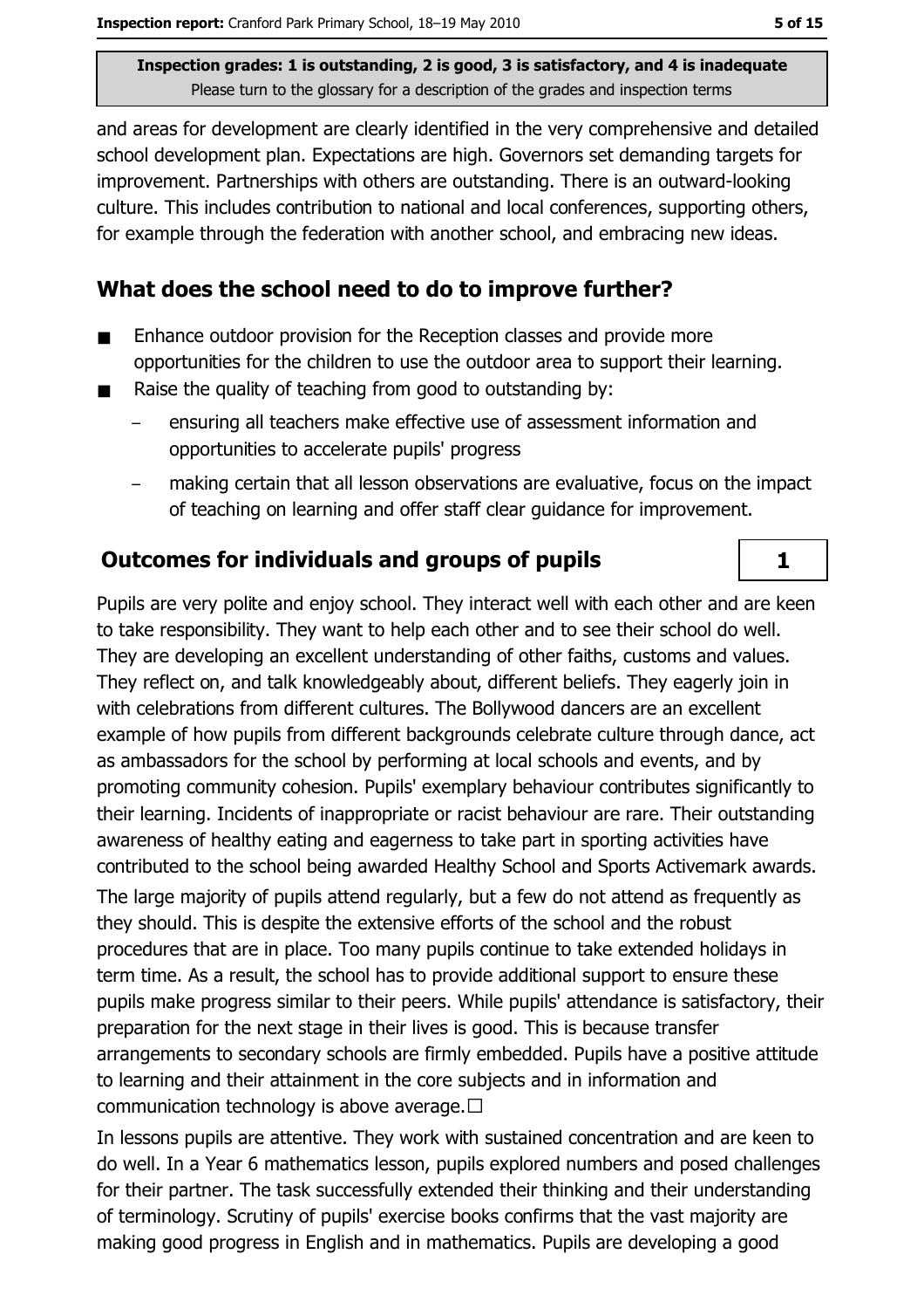and areas for development are clearly identified in the very comprehensive and detailed school development plan. Expectations are high. Governors set demanding targets for improvement. Partnerships with others are outstanding. There is an outward-looking culture. This includes contribution to national and local conferences, supporting others, for example through the federation with another school, and embracing new ideas.

## What does the school need to do to improve further?

- Enhance outdoor provision for the Reception classes and provide more opportunities for the children to use the outdoor area to support their learning.
- Raise the quality of teaching from good to outstanding by:
  - ensuring all teachers make effective use of assessment information and opportunities to accelerate pupils' progress
  - making certain that all lesson observations are evaluative, focus on the impact of teaching on learning and offer staff clear guidance for improvement.

## Outcomes for individuals and groups of pupils

**1**

Pupils are very polite and enjoy school. They interact well with each other and are keen to take responsibility. They want to help each other and to see their school do well. They are developing an excellent understanding of other faiths, customs and values. They reflect on, and talk knowledgeably about, different beliefs. They eagerly join in with celebrations from different cultures. The Bollywood dancers are an excellent example of how pupils from different backgrounds celebrate culture through dance, act as ambassadors for the school by performing at local schools and events, and by promoting community cohesion. Pupils' exemplary behaviour contributes significantly to their learning. Incidents of inappropriate or racist behaviour are rare. Their outstanding awareness of healthy eating and eagerness to take part in sporting activities have contributed to the school being awarded Healthy School and Sports Activemark awards.

The large majority of pupils attend regularly, but a few do not attend as frequently as they should. This is despite the extensive efforts of the school and the robust procedures that are in place. Too many pupils continue to take extended holidays in term time. As a result, the school has to provide additional support to ensure these pupils make progress similar to their peers. While pupils' attendance is satisfactory, their preparation for the next stage in their lives is good. This is because transfer arrangements to secondary schools are firmly embedded. Pupils have a positive attitude to learning and their attainment in the core subjects and in information and communication technology is above average.

In lessons pupils are attentive. They work with sustained concentration and are keen to do well. In a Year 6 mathematics lesson, pupils explored numbers and posed challenges for their partner. The task successfully extended their thinking and their understanding of terminology. Scrutiny of pupils' exercise books confirms that the vast majority are making good progress in English and in mathematics. Pupils are developing a good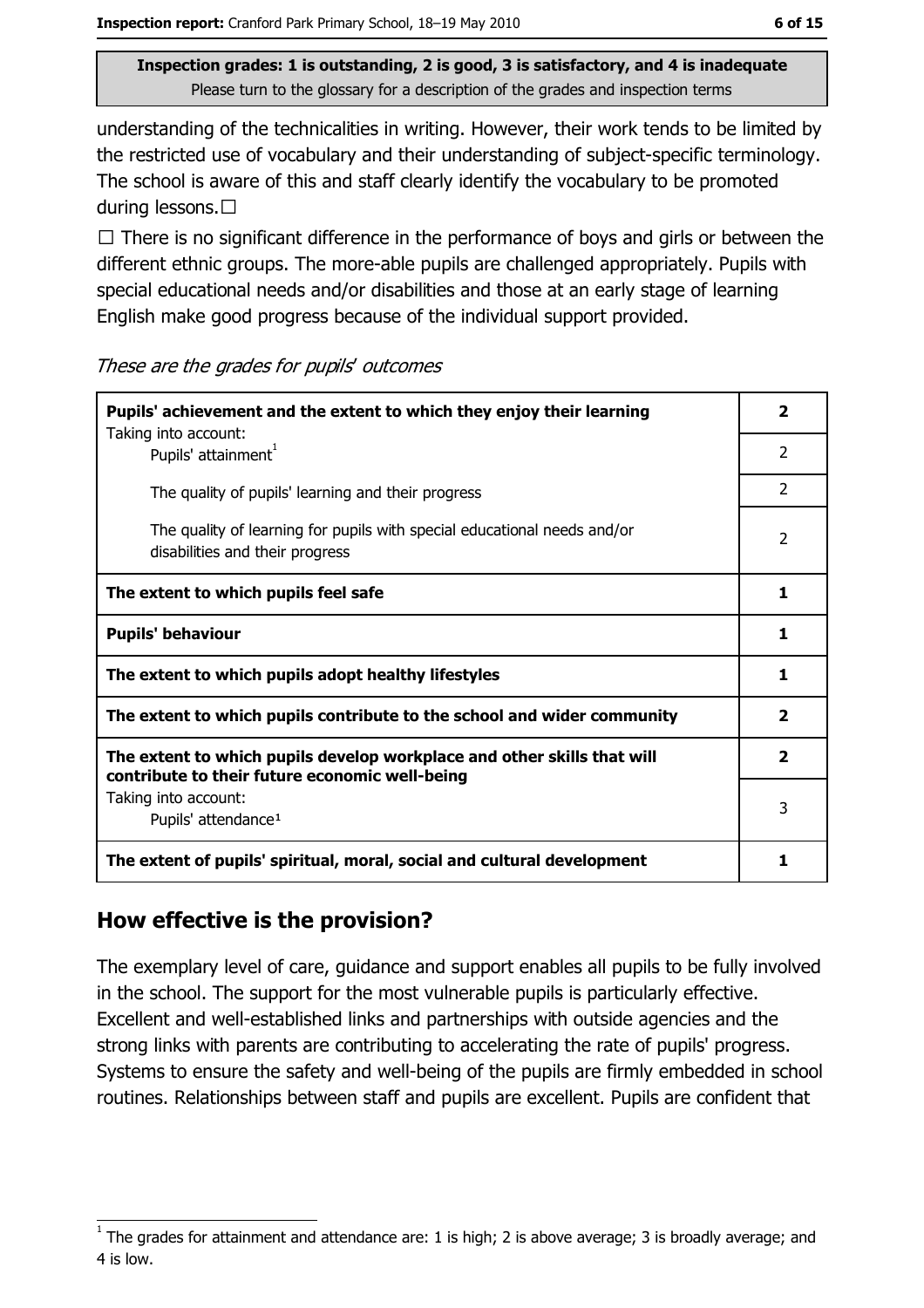Inspection grades: 1 is outstanding, 2 is good, 3 is satisfactory, and 4 is inadequate
Please turn to the glossary for a description of the grades and inspection terms

understanding of the technicalities in writing. However, their work tends to be limited by the restricted use of vocabulary and their understanding of subject-specific terminology. The school is aware of this and staff clearly identify the vocabulary to be promoted during lessons.

There is no significant difference in the performance of boys and girls or between the different ethnic groups. The more-able pupils are challenged appropriately. Pupils with special educational needs and/or disabilities and those at an early stage of learning English make good progress because of the individual support provided.

*These are the grades for pupils' outcomes*

| | |
|---|---|
| **Pupils' achievement and the extent to which they enjoy their learning** | **2** |
| Taking into account: Pupils' attainment[1] | 2 |
| The quality of pupils' learning and their progress | 2 |
| The quality of learning for pupils with special educational needs and/or disabilities and their progress | 2 |
| **The extent to which pupils feel safe** | **1** |
| **Pupils' behaviour** | **1** |
| **The extent to which pupils adopt healthy lifestyles** | **1** |
| **The extent to which pupils contribute to the school and wider community** | **2** |
| **The extent to which pupils develop workplace and other skills that will contribute to their future economic well-being** | **2** |
| Taking into account: Pupils' attendance[1] | 3 |
| **The extent of pupils' spiritual, moral, social and cultural development** | **1** |

## How effective is the provision?

The exemplary level of care, guidance and support enables all pupils to be fully involved in the school. The support for the most vulnerable pupils is particularly effective. Excellent and well-established links and partnerships with outside agencies and the strong links with parents are contributing to accelerating the rate of pupils' progress. Systems to ensure the safety and well-being of the pupils are firmly embedded in school routines. Relationships between staff and pupils are excellent. Pupils are confident that

[1] The grades for attainment and attendance are: 1 is high; 2 is above average; 3 is broadly average; and 4 is low.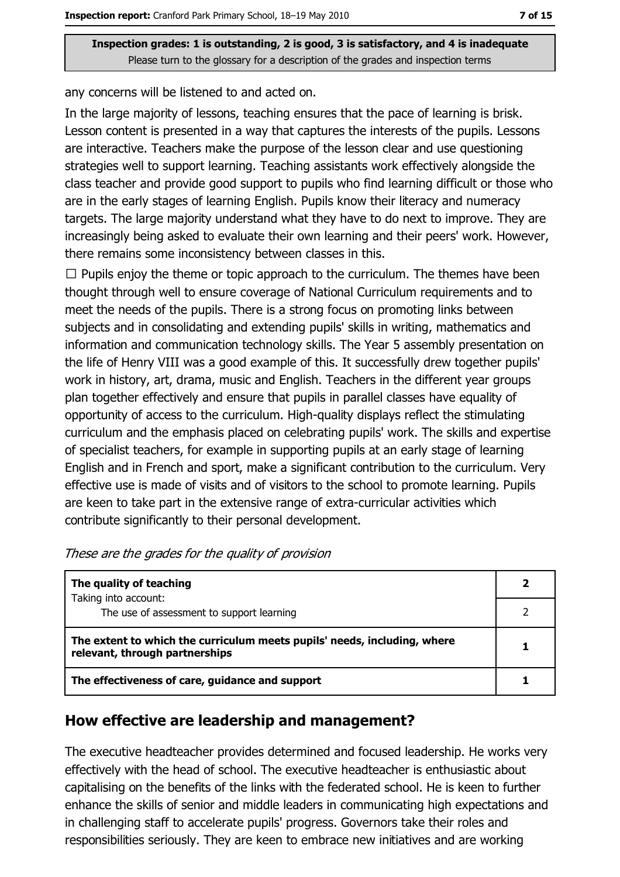any concerns will be listened to and acted on.

In the large majority of lessons, teaching ensures that the pace of learning is brisk. Lesson content is presented in a way that captures the interests of the pupils. Lessons are interactive. Teachers make the purpose of the lesson clear and use questioning strategies well to support learning. Teaching assistants work effectively alongside the class teacher and provide good support to pupils who find learning difficult or those who are in the early stages of learning English. Pupils know their literacy and numeracy targets. The large majority understand what they have to do next to improve. They are increasingly being asked to evaluate their own learning and their peers' work. However, there remains some inconsistency between classes in this.

☐ Pupils enjoy the theme or topic approach to the curriculum. The themes have been thought through well to ensure coverage of National Curriculum requirements and to meet the needs of the pupils. There is a strong focus on promoting links between subjects and in consolidating and extending pupils' skills in writing, mathematics and information and communication technology skills. The Year 5 assembly presentation on the life of Henry VIII was a good example of this. It successfully drew together pupils' work in history, art, drama, music and English. Teachers in the different year groups plan together effectively and ensure that pupils in parallel classes have equality of opportunity of access to the curriculum. High-quality displays reflect the stimulating curriculum and the emphasis placed on celebrating pupils' work. The skills and expertise of specialist teachers, for example in supporting pupils at an early stage of learning English and in French and sport, make a significant contribution to the curriculum. Very effective use is made of visits and of visitors to the school to promote learning. Pupils are keen to take part in the extensive range of extra-curricular activities which contribute significantly to their personal development.

*These are the grades for the quality of provision*

| | |
|---|---|
| **The quality of teaching** | **2** |
| Taking into account: The use of assessment to support learning | 2 |
| **The extent to which the curriculum meets pupils' needs, including, where relevant, through partnerships** | **1** |
| **The effectiveness of care, guidance and support** | **1** |

## How effective are leadership and management?

The executive headteacher provides determined and focused leadership. He works very effectively with the head of school. The executive headteacher is enthusiastic about capitalising on the benefits of the links with the federated school. He is keen to further enhance the skills of senior and middle leaders in communicating high expectations and in challenging staff to accelerate pupils' progress. Governors take their roles and responsibilities seriously. They are keen to embrace new initiatives and are working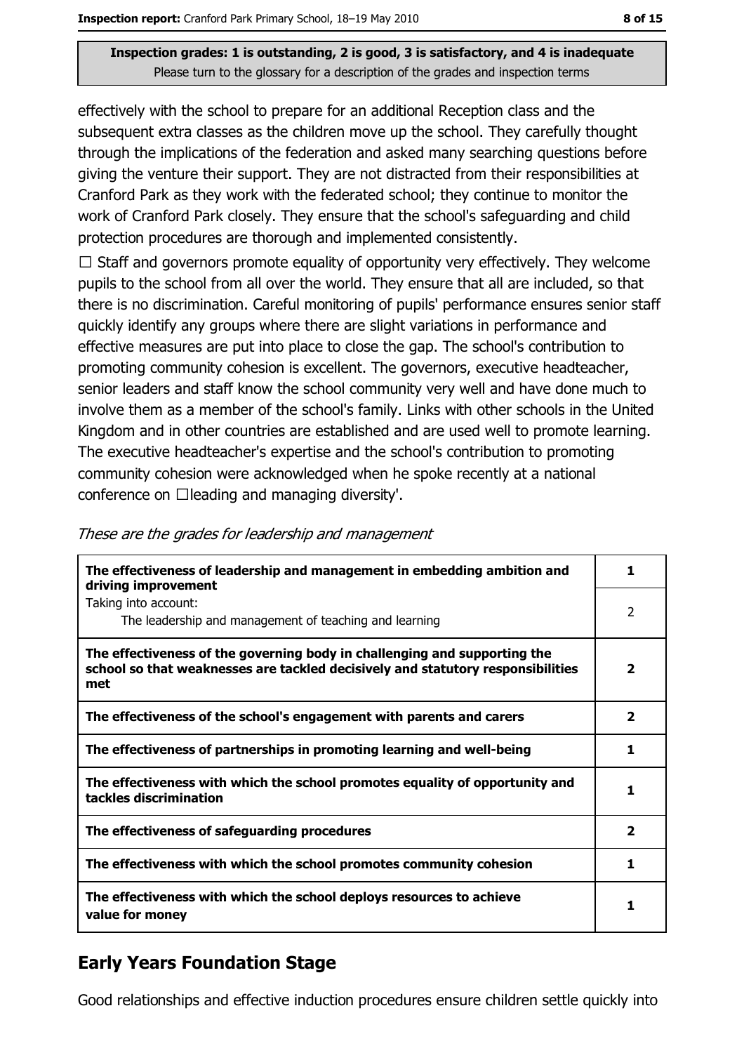Inspection grades: 1 is outstanding, 2 is good, 3 is satisfactory, and 4 is inadequate
Please turn to the glossary for a description of the grades and inspection terms

effectively with the school to prepare for an additional Reception class and the subsequent extra classes as the children move up the school. They carefully thought through the implications of the federation and asked many searching questions before giving the venture their support. They are not distracted from their responsibilities at Cranford Park as they work with the federated school; they continue to monitor the work of Cranford Park closely. They ensure that the school's safeguarding and child protection procedures are thorough and implemented consistently.

☐ Staff and governors promote equality of opportunity very effectively. They welcome pupils to the school from all over the world. They ensure that all are included, so that there is no discrimination. Careful monitoring of pupils' performance ensures senior staff quickly identify any groups where there are slight variations in performance and effective measures are put into place to close the gap. The school's contribution to promoting community cohesion is excellent. The governors, executive headteacher, senior leaders and staff know the school community very well and have done much to involve them as a member of the school's family. Links with other schools in the United Kingdom and in other countries are established and are used well to promote learning. The executive headteacher's expertise and the school's contribution to promoting community cohesion were acknowledged when he spoke recently at a national conference on ☐leading and managing diversity'.

*These are the grades for leadership and management*

| | |
|---|---|
| **The effectiveness of leadership and management in embedding ambition and driving improvement** | **1** |
| Taking into account: The leadership and management of teaching and learning | 2 |
| **The effectiveness of the governing body in challenging and supporting the school so that weaknesses are tackled decisively and statutory responsibilities met** | **2** |
| **The effectiveness of the school's engagement with parents and carers** | **2** |
| **The effectiveness of partnerships in promoting learning and well-being** | **1** |
| **The effectiveness with which the school promotes equality of opportunity and tackles discrimination** | **1** |
| **The effectiveness of safeguarding procedures** | **2** |
| **The effectiveness with which the school promotes community cohesion** | **1** |
| **The effectiveness with which the school deploys resources to achieve value for money** | **1** |

## Early Years Foundation Stage

Good relationships and effective induction procedures ensure children settle quickly into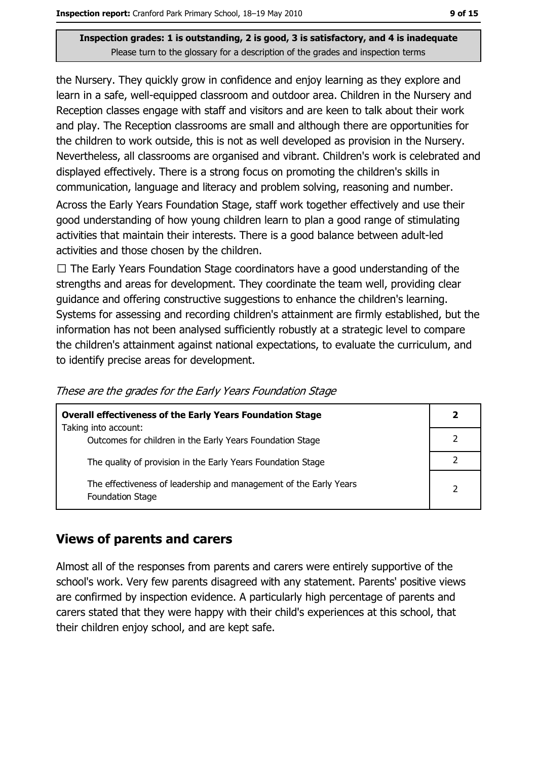Inspection grades: 1 is outstanding, 2 is good, 3 is satisfactory, and 4 is inadequate
Please turn to the glossary for a description of the grades and inspection terms

the Nursery. They quickly grow in confidence and enjoy learning as they explore and learn in a safe, well-equipped classroom and outdoor area. Children in the Nursery and Reception classes engage with staff and visitors and are keen to talk about their work and play. The Reception classrooms are small and although there are opportunities for the children to work outside, this is not as well developed as provision in the Nursery. Nevertheless, all classrooms are organised and vibrant. Children's work is celebrated and displayed effectively. There is a strong focus on promoting the children's skills in communication, language and literacy and problem solving, reasoning and number.

Across the Early Years Foundation Stage, staff work together effectively and use their good understanding of how young children learn to plan a good range of stimulating activities that maintain their interests. There is a good balance between adult-led activities and those chosen by the children.

☐ The Early Years Foundation Stage coordinators have a good understanding of the strengths and areas for development. They coordinate the team well, providing clear guidance and offering constructive suggestions to enhance the children's learning. Systems for assessing and recording children's attainment are firmly established, but the information has not been analysed sufficiently robustly at a strategic level to compare the children's attainment against national expectations, to evaluate the curriculum, and to identify precise areas for development.

*These are the grades for the Early Years Foundation Stage*

| | |
|---|---|
| **Overall effectiveness of the Early Years Foundation Stage**<br>Taking into account: | **2** |
| Outcomes for children in the Early Years Foundation Stage | 2 |
| The quality of provision in the Early Years Foundation Stage | 2 |
| The effectiveness of leadership and management of the Early Years Foundation Stage | 2 |

## Views of parents and carers

Almost all of the responses from parents and carers were entirely supportive of the school's work. Very few parents disagreed with any statement. Parents' positive views are confirmed by inspection evidence. A particularly high percentage of parents and carers stated that they were happy with their child's experiences at this school, that their children enjoy school, and are kept safe.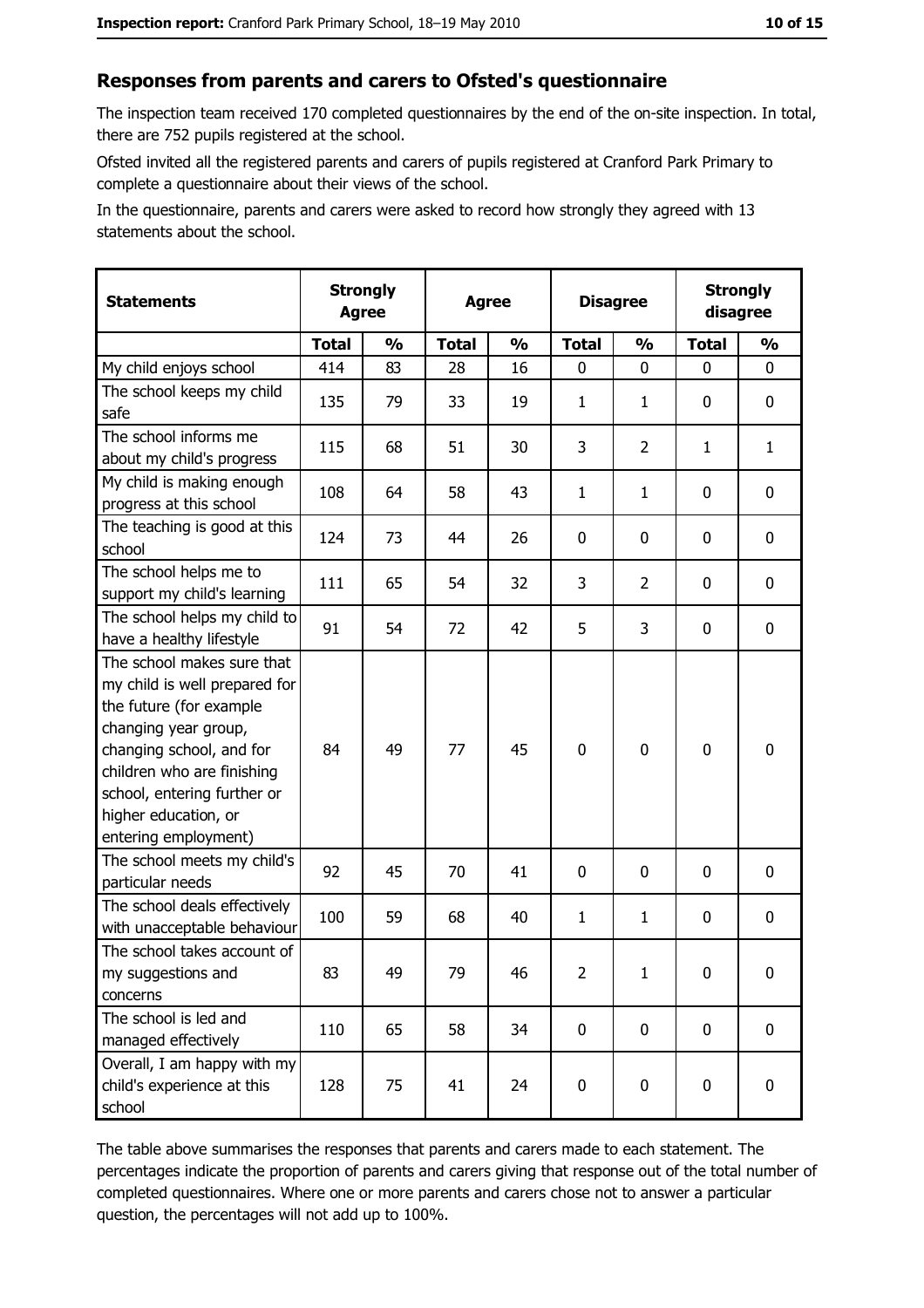## Responses from parents and carers to Ofsted's questionnaire

The inspection team received 170 completed questionnaires by the end of the on-site inspection. In total, there are 752 pupils registered at the school.

Ofsted invited all the registered parents and carers of pupils registered at Cranford Park Primary to complete a questionnaire about their views of the school.

In the questionnaire, parents and carers were asked to record how strongly they agreed with 13 statements about the school.

| Statements | Strongly Agree | | Agree | | Disagree | | Strongly disagree | |
|---|---|---|---|---|---|---|---|---|
| | Total | % | Total | % | Total | % | Total | % |
| My child enjoys school | 414 | 83 | 28 | 16 | 0 | 0 | 0 | 0 |
| The school keeps my child safe | 135 | 79 | 33 | 19 | 1 | 1 | 0 | 0 |
| The school informs me about my child's progress | 115 | 68 | 51 | 30 | 3 | 2 | 1 | 1 |
| My child is making enough progress at this school | 108 | 64 | 58 | 43 | 1 | 1 | 0 | 0 |
| The teaching is good at this school | 124 | 73 | 44 | 26 | 0 | 0 | 0 | 0 |
| The school helps me to support my child's learning | 111 | 65 | 54 | 32 | 3 | 2 | 0 | 0 |
| The school helps my child to have a healthy lifestyle | 91 | 54 | 72 | 42 | 5 | 3 | 0 | 0 |
| The school makes sure that my child is well prepared for the future (for example changing year group, changing school, and for children who are finishing school, entering further or higher education, or entering employment) | 84 | 49 | 77 | 45 | 0 | 0 | 0 | 0 |
| The school meets my child's particular needs | 92 | 45 | 70 | 41 | 0 | 0 | 0 | 0 |
| The school deals effectively with unacceptable behaviour | 100 | 59 | 68 | 40 | 1 | 1 | 0 | 0 |
| The school takes account of my suggestions and concerns | 83 | 49 | 79 | 46 | 2 | 1 | 0 | 0 |
| The school is led and managed effectively | 110 | 65 | 58 | 34 | 0 | 0 | 0 | 0 |
| Overall, I am happy with my child's experience at this school | 128 | 75 | 41 | 24 | 0 | 0 | 0 | 0 |

The table above summarises the responses that parents and carers made to each statement. The percentages indicate the proportion of parents and carers giving that response out of the total number of completed questionnaires. Where one or more parents and carers chose not to answer a particular question, the percentages will not add up to 100%.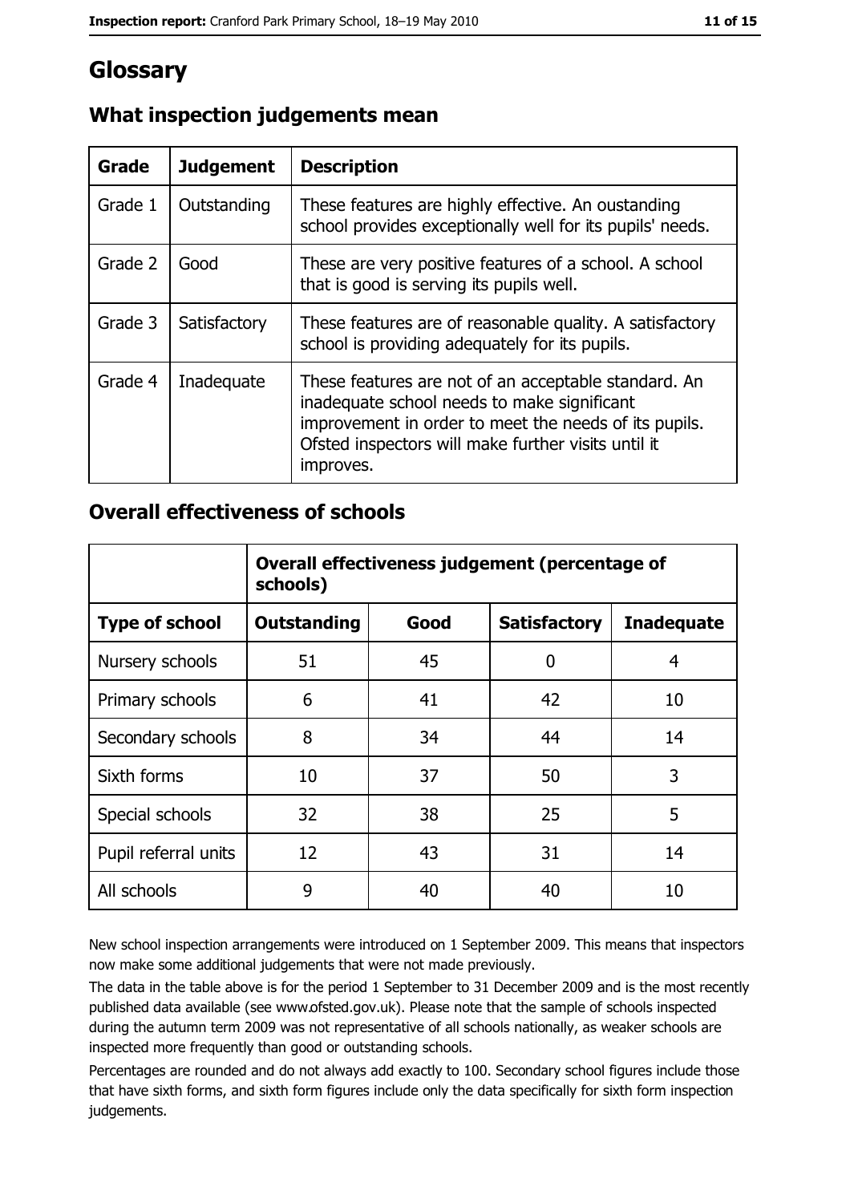# Glossary

## What inspection judgements mean

| Grade | Judgement | Description |
|---|---|---|
| Grade 1 | Outstanding | These features are highly effective. An oustanding school provides exceptionally well for its pupils' needs. |
| Grade 2 | Good | These are very positive features of a school. A school that is good is serving its pupils well. |
| Grade 3 | Satisfactory | These features are of reasonable quality. A satisfactory school is providing adequately for its pupils. |
| Grade 4 | Inadequate | These features are not of an acceptable standard. An inadequate school needs to make significant improvement in order to meet the needs of its pupils. Ofsted inspectors will make further visits until it improves. |

## Overall effectiveness of schools

| | Overall effectiveness judgement (percentage of schools) | | | |
|---|---|---|---|---|
| **Type of school** | **Outstanding** | **Good** | **Satisfactory** | **Inadequate** |
| Nursery schools | 51 | 45 | 0 | 4 |
| Primary schools | 6 | 41 | 42 | 10 |
| Secondary schools | 8 | 34 | 44 | 14 |
| Sixth forms | 10 | 37 | 50 | 3 |
| Special schools | 32 | 38 | 25 | 5 |
| Pupil referral units | 12 | 43 | 31 | 14 |
| All schools | 9 | 40 | 40 | 10 |

New school inspection arrangements were introduced on 1 September 2009. This means that inspectors now make some additional judgements that were not made previously.

The data in the table above is for the period 1 September to 31 December 2009 and is the most recently published data available (see www.ofsted.gov.uk). Please note that the sample of schools inspected during the autumn term 2009 was not representative of all schools nationally, as weaker schools are inspected more frequently than good or outstanding schools.

Percentages are rounded and do not always add exactly to 100. Secondary school figures include those that have sixth forms, and sixth form figures include only the data specifically for sixth form inspection judgements.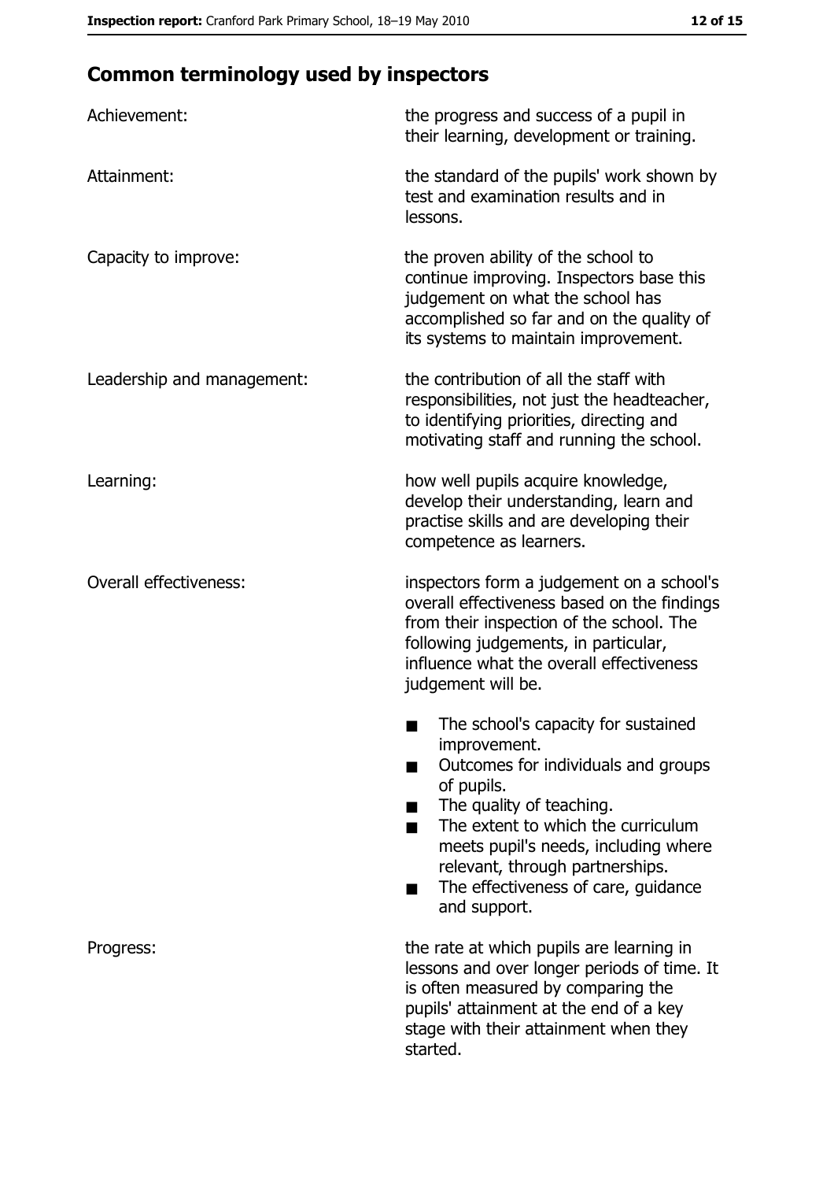## Common terminology used by inspectors

| | |
|---|---|
| Achievement: | the progress and success of a pupil in their learning, development or training. |
| Attainment: | the standard of the pupils' work shown by test and examination results and in lessons. |
| Capacity to improve: | the proven ability of the school to continue improving. Inspectors base this judgement on what the school has accomplished so far and on the quality of its systems to maintain improvement. |
| Leadership and management: | the contribution of all the staff with responsibilities, not just the headteacher, to identifying priorities, directing and motivating staff and running the school. |
| Learning: | how well pupils acquire knowledge, develop their understanding, learn and practise skills and are developing their competence as learners. |
| Overall effectiveness: | inspectors form a judgement on a school's overall effectiveness based on the findings from their inspection of the school. The following judgements, in particular, influence what the overall effectiveness judgement will be.<br>■ The school's capacity for sustained improvement.<br>■ Outcomes for individuals and groups of pupils.<br>■ The quality of teaching.<br>■ The extent to which the curriculum meets pupil's needs, including where relevant, through partnerships.<br>■ The effectiveness of care, guidance and support. |
| Progress: | the rate at which pupils are learning in lessons and over longer periods of time. It is often measured by comparing the pupils' attainment at the end of a key stage with their attainment when they started. |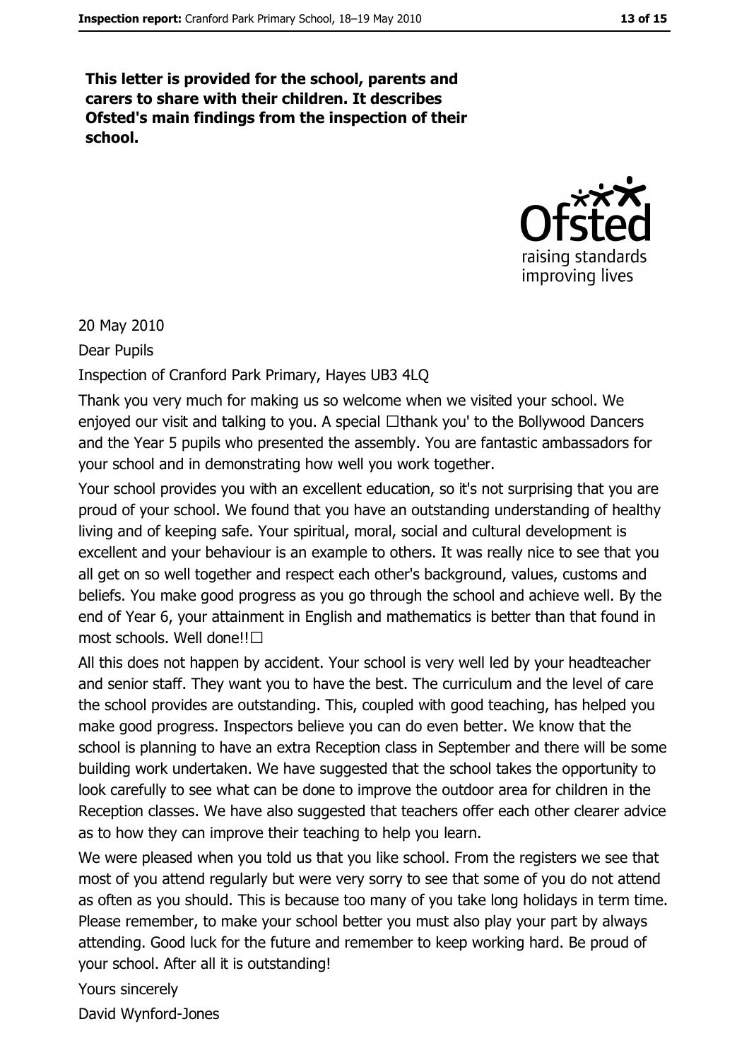**This letter is provided for the school, parents and carers to share with their children. It describes Ofsted's main findings from the inspection of their school.**

20 May 2010

Dear Pupils

Inspection of Cranford Park Primary, Hayes UB3 4LQ

Thank you very much for making us so welcome when we visited your school. We enjoyed our visit and talking to you. A special 'thank you' to the Bollywood Dancers and the Year 5 pupils who presented the assembly. You are fantastic ambassadors for your school and in demonstrating how well you work together.

Your school provides you with an excellent education, so it's not surprising that you are proud of your school. We found that you have an outstanding understanding of healthy living and of keeping safe. Your spiritual, moral, social and cultural development is excellent and your behaviour is an example to others. It was really nice to see that you all get on so well together and respect each other's background, values, customs and beliefs. You make good progress as you go through the school and achieve well. By the end of Year 6, your attainment in English and mathematics is better than that found in most schools. Well done!!

All this does not happen by accident. Your school is very well led by your headteacher and senior staff. They want you to have the best. The curriculum and the level of care the school provides are outstanding. This, coupled with good teaching, has helped you make good progress. Inspectors believe you can do even better. We know that the school is planning to have an extra Reception class in September and there will be some building work undertaken. We have suggested that the school takes the opportunity to look carefully to see what can be done to improve the outdoor area for children in the Reception classes. We have also suggested that teachers offer each other clearer advice as to how they can improve their teaching to help you learn.

We were pleased when you told us that you like school. From the registers we see that most of you attend regularly but were very sorry to see that some of you do not attend as often as you should. This is because too many of you take long holidays in term time. Please remember, to make your school better you must also play your part by always attending. Good luck for the future and remember to keep working hard. Be proud of your school. After all it is outstanding!

Yours sincerely

David Wynford-Jones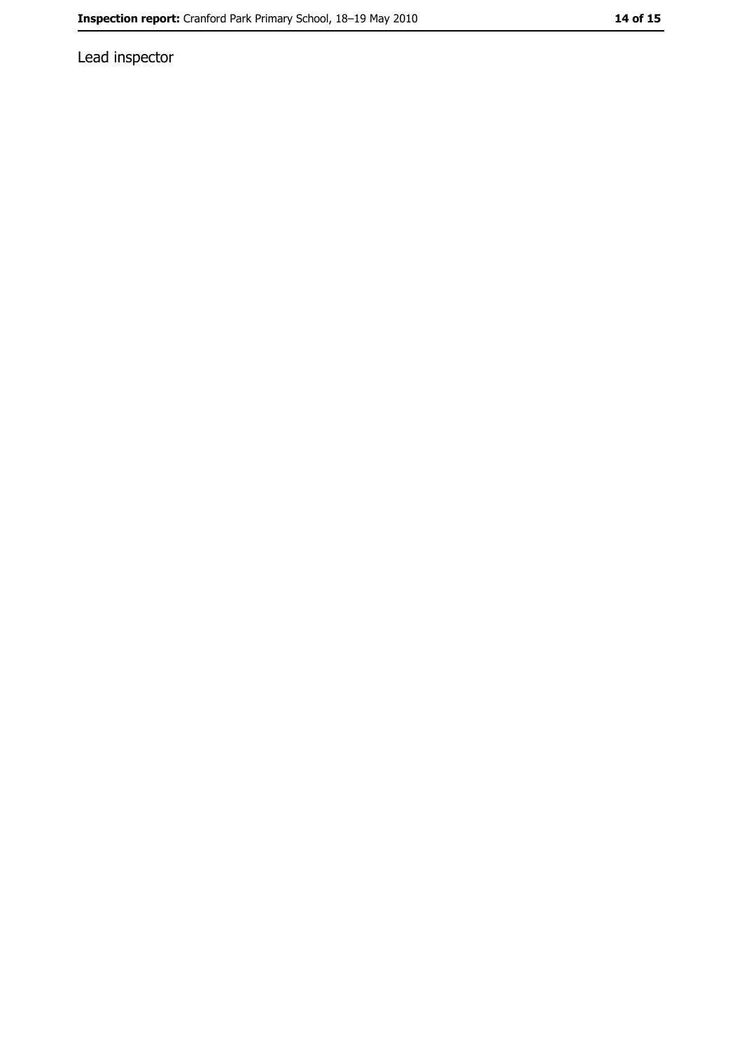Lead inspector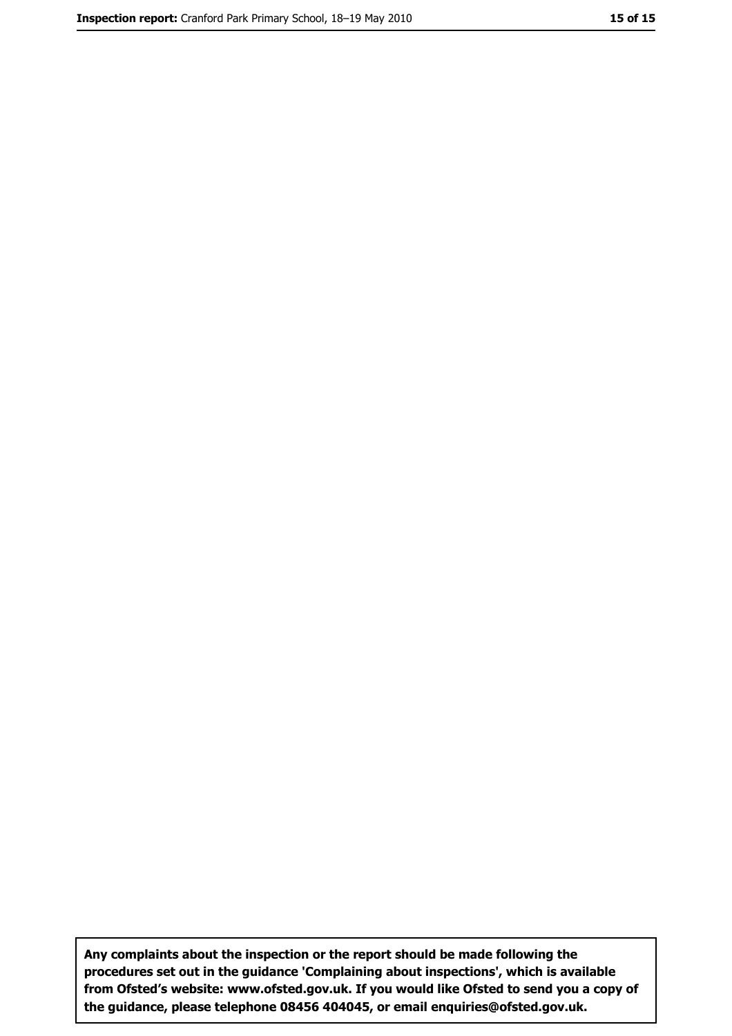**Any complaints about the inspection or the report should be made following the procedures set out in the guidance 'Complaining about inspections', which is available from Ofsted's website: www.ofsted.gov.uk. If you would like Ofsted to send you a copy of the guidance, please telephone 08456 404045, or email enquiries@ofsted.gov.uk.**